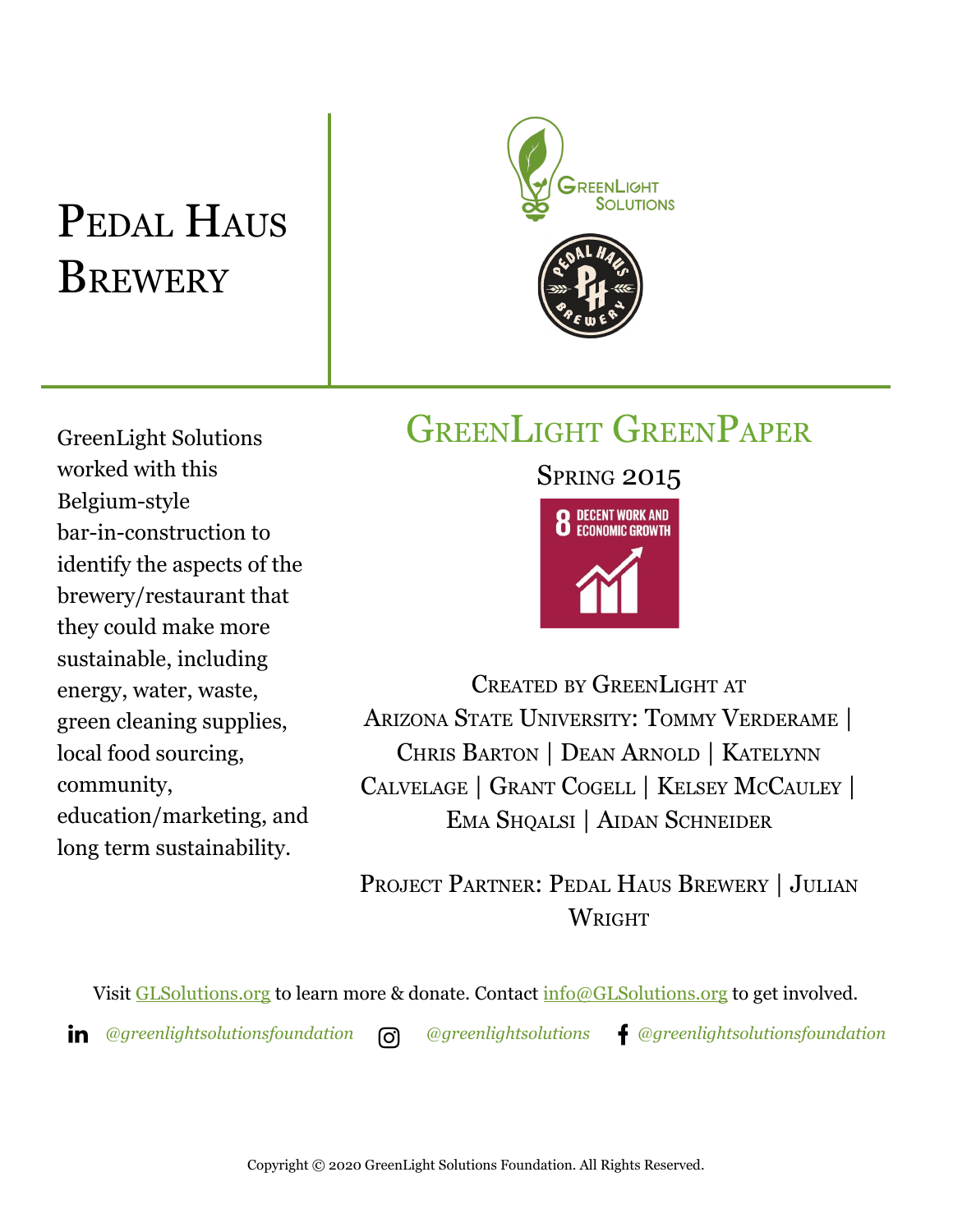# Pedal Haus Brewery

GreenLight Solutions worked with this Belgium-style bar-in-construction to identify the aspects of the brewery/restaurant that they could make more sustainable, including energy, water, waste, green cleaning supplies, local food sourcing, community, education/marketing, and long term sustainability.

## GreenLight GreenPaper

Spring 2015

8 DECENT WORK AND ECONOMIC GROWTH

Created by GreenLight at Arizona State University: Tommy Verderame | Chris Barton | Dean Arnold | Katelynn Calvelage | Grant Cogell | Kelsey McCauley | Ema Shqalsi | Aidan Schneider

Project Partner: Pedal Haus Brewery | Julian Wright

Visit GLSolutions.org to learn more & donate. Contact info@GLSolutions.org to get involved.

*@greenlightsolutionsfoundation* *@greenlightsolutions* *@greenlightsolutionsfoundation*

Copyright © 2020 GreenLight Solutions Foundation. All Rights Reserved.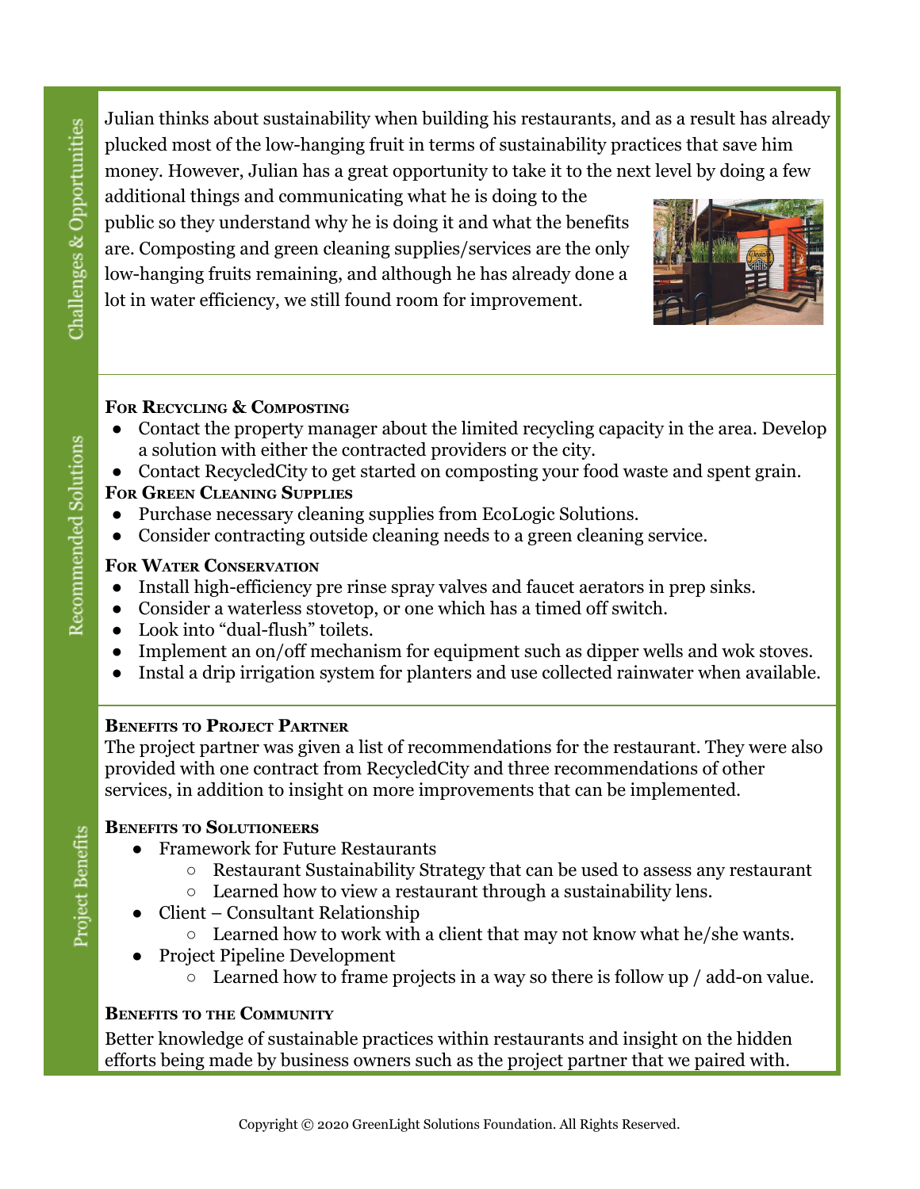## Challenges & Opportunities

Julian thinks about sustainability when building his restaurants, and as a result has already plucked most of the low-hanging fruit in terms of sustainability practices that save him money. However, Julian has a great opportunity to take it to the next level by doing a few additional things and communicating what he is doing to the public so they understand why he is doing it and what the benefits are. Composting and green cleaning supplies/services are the only low-hanging fruits remaining, and although he has already done a lot in water efficiency, we still found room for improvement.

## Recommended Solutions

**For Recycling & Composting**

- Contact the property manager about the limited recycling capacity in the area. Develop a solution with either the contracted providers or the city.
- Contact RecycledCity to get started on composting your food waste and spent grain.

**For Green Cleaning Supplies**

- Purchase necessary cleaning supplies from EcoLogic Solutions.
- Consider contracting outside cleaning needs to a green cleaning service.

**For Water Conservation**

- Install high-efficiency pre rinse spray valves and faucet aerators in prep sinks.
- Consider a waterless stovetop, or one which has a timed off switch.
- Look into "dual-flush" toilets.
- Implement an on/off mechanism for equipment such as dipper wells and wok stoves.
- Instal a drip irrigation system for planters and use collected rainwater when available.

## Project Benefits

**Benefits to Project Partner**

The project partner was given a list of recommendations for the restaurant. They were also provided with one contract from RecycledCity and three recommendations of other services, in addition to insight on more improvements that can be implemented.

**Benefits to Solutioneers**

- Framework for Future Restaurants
  - Restaurant Sustainability Strategy that can be used to assess any restaurant
  - Learned how to view a restaurant through a sustainability lens.
- Client – Consultant Relationship
  - Learned how to work with a client that may not know what he/she wants.
- Project Pipeline Development
  - Learned how to frame projects in a way so there is follow up / add-on value.

**Benefits to the Community**

Better knowledge of sustainable practices within restaurants and insight on the hidden efforts being made by business owners such as the project partner that we paired with.

Copyright © 2020 GreenLight Solutions Foundation. All Rights Reserved.